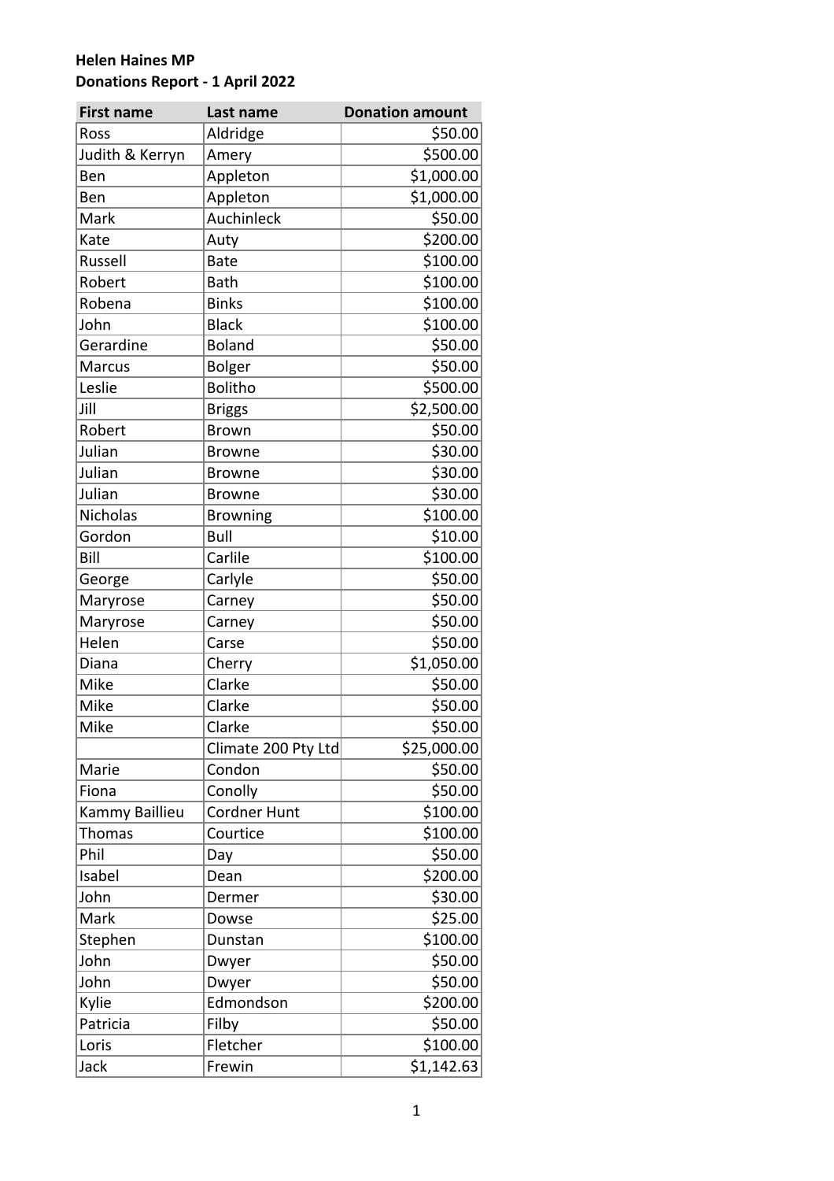**Helen Haines MP**
**Donations Report - 1 April 2022**

| First name | Last name | Donation amount |
|---|---|---|
| Ross | Aldridge | $50.00 |
| Judith & Kerryn | Amery | $500.00 |
| Ben | Appleton | $1,000.00 |
| Ben | Appleton | $1,000.00 |
| Mark | Auchinleck | $50.00 |
| Kate | Auty | $200.00 |
| Russell | Bate | $100.00 |
| Robert | Bath | $100.00 |
| Robena | Binks | $100.00 |
| John | Black | $100.00 |
| Gerardine | Boland | $50.00 |
| Marcus | Bolger | $50.00 |
| Leslie | Bolitho | $500.00 |
| Jill | Briggs | $2,500.00 |
| Robert | Brown | $50.00 |
| Julian | Browne | $30.00 |
| Julian | Browne | $30.00 |
| Julian | Browne | $30.00 |
| Nicholas | Browning | $100.00 |
| Gordon | Bull | $10.00 |
| Bill | Carlile | $100.00 |
| George | Carlyle | $50.00 |
| Maryrose | Carney | $50.00 |
| Maryrose | Carney | $50.00 |
| Helen | Carse | $50.00 |
| Diana | Cherry | $1,050.00 |
| Mike | Clarke | $50.00 |
| Mike | Clarke | $50.00 |
| Mike | Clarke | $50.00 |
| | Climate 200 Pty Ltd | $25,000.00 |
| Marie | Condon | $50.00 |
| Fiona | Conolly | $50.00 |
| Kammy Baillieu | Cordner Hunt | $100.00 |
| Thomas | Courtice | $100.00 |
| Phil | Day | $50.00 |
| Isabel | Dean | $200.00 |
| John | Dermer | $30.00 |
| Mark | Dowse | $25.00 |
| Stephen | Dunstan | $100.00 |
| John | Dwyer | $50.00 |
| John | Dwyer | $50.00 |
| Kylie | Edmondson | $200.00 |
| Patricia | Filby | $50.00 |
| Loris | Fletcher | $100.00 |
| Jack | Frewin | $1,142.63 |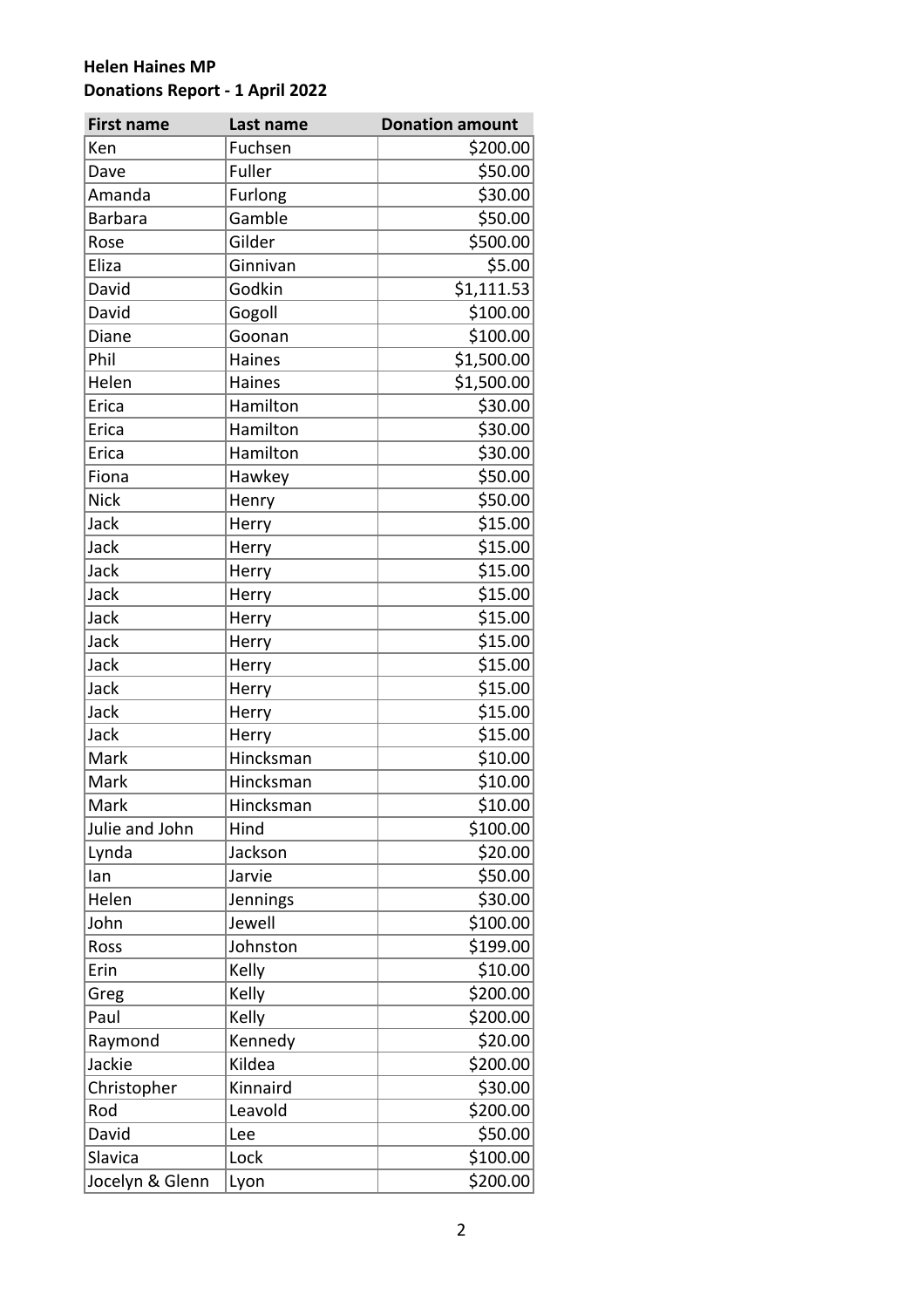**Helen Haines MP**
**Donations Report - 1 April 2022**

| First name | Last name | Donation amount |
|---|---|---|
| Ken | Fuchsen | $200.00 |
| Dave | Fuller | $50.00 |
| Amanda | Furlong | $30.00 |
| Barbara | Gamble | $50.00 |
| Rose | Gilder | $500.00 |
| Eliza | Ginnivan | $5.00 |
| David | Godkin | $1,111.53 |
| David | Gogoll | $100.00 |
| Diane | Goonan | $100.00 |
| Phil | Haines | $1,500.00 |
| Helen | Haines | $1,500.00 |
| Erica | Hamilton | $30.00 |
| Erica | Hamilton | $30.00 |
| Erica | Hamilton | $30.00 |
| Fiona | Hawkey | $50.00 |
| Nick | Henry | $50.00 |
| Jack | Herry | $15.00 |
| Jack | Herry | $15.00 |
| Jack | Herry | $15.00 |
| Jack | Herry | $15.00 |
| Jack | Herry | $15.00 |
| Jack | Herry | $15.00 |
| Jack | Herry | $15.00 |
| Jack | Herry | $15.00 |
| Jack | Herry | $15.00 |
| Jack | Herry | $15.00 |
| Mark | Hincksman | $10.00 |
| Mark | Hincksman | $10.00 |
| Mark | Hincksman | $10.00 |
| Julie and John | Hind | $100.00 |
| Lynda | Jackson | $20.00 |
| Ian | Jarvie | $50.00 |
| Helen | Jennings | $30.00 |
| John | Jewell | $100.00 |
| Ross | Johnston | $199.00 |
| Erin | Kelly | $10.00 |
| Greg | Kelly | $200.00 |
| Paul | Kelly | $200.00 |
| Raymond | Kennedy | $20.00 |
| Jackie | Kildea | $200.00 |
| Christopher | Kinnaird | $30.00 |
| Rod | Leavold | $200.00 |
| David | Lee | $50.00 |
| Slavica | Lock | $100.00 |
| Jocelyn & Glenn | Lyon | $200.00 |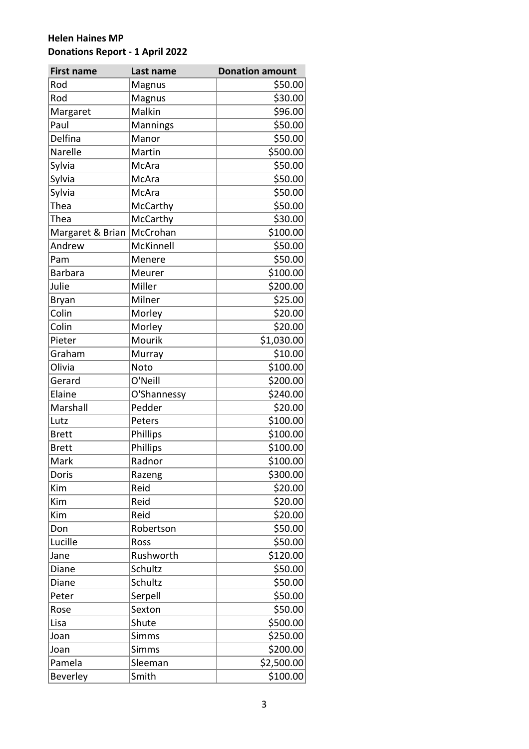**Helen Haines MP**
**Donations Report - 1 April 2022**

| First name | Last name | Donation amount |
|---|---|---|
| Rod | Magnus | $50.00 |
| Rod | Magnus | $30.00 |
| Margaret | Malkin | $96.00 |
| Paul | Mannings | $50.00 |
| Delfina | Manor | $50.00 |
| Narelle | Martin | $500.00 |
| Sylvia | McAra | $50.00 |
| Sylvia | McAra | $50.00 |
| Sylvia | McAra | $50.00 |
| Thea | McCarthy | $50.00 |
| Thea | McCarthy | $30.00 |
| Margaret & Brian | McCrohan | $100.00 |
| Andrew | McKinnell | $50.00 |
| Pam | Menere | $50.00 |
| Barbara | Meurer | $100.00 |
| Julie | Miller | $200.00 |
| Bryan | Milner | $25.00 |
| Colin | Morley | $20.00 |
| Colin | Morley | $20.00 |
| Pieter | Mourik | $1,030.00 |
| Graham | Murray | $10.00 |
| Olivia | Noto | $100.00 |
| Gerard | O'Neill | $200.00 |
| Elaine | O'Shannessy | $240.00 |
| Marshall | Pedder | $20.00 |
| Lutz | Peters | $100.00 |
| Brett | Phillips | $100.00 |
| Brett | Phillips | $100.00 |
| Mark | Radnor | $100.00 |
| Doris | Razeng | $300.00 |
| Kim | Reid | $20.00 |
| Kim | Reid | $20.00 |
| Kim | Reid | $20.00 |
| Don | Robertson | $50.00 |
| Lucille | Ross | $50.00 |
| Jane | Rushworth | $120.00 |
| Diane | Schultz | $50.00 |
| Diane | Schultz | $50.00 |
| Peter | Serpell | $50.00 |
| Rose | Sexton | $50.00 |
| Lisa | Shute | $500.00 |
| Joan | Simms | $250.00 |
| Joan | Simms | $200.00 |
| Pamela | Sleeman | $2,500.00 |
| Beverley | Smith | $100.00 |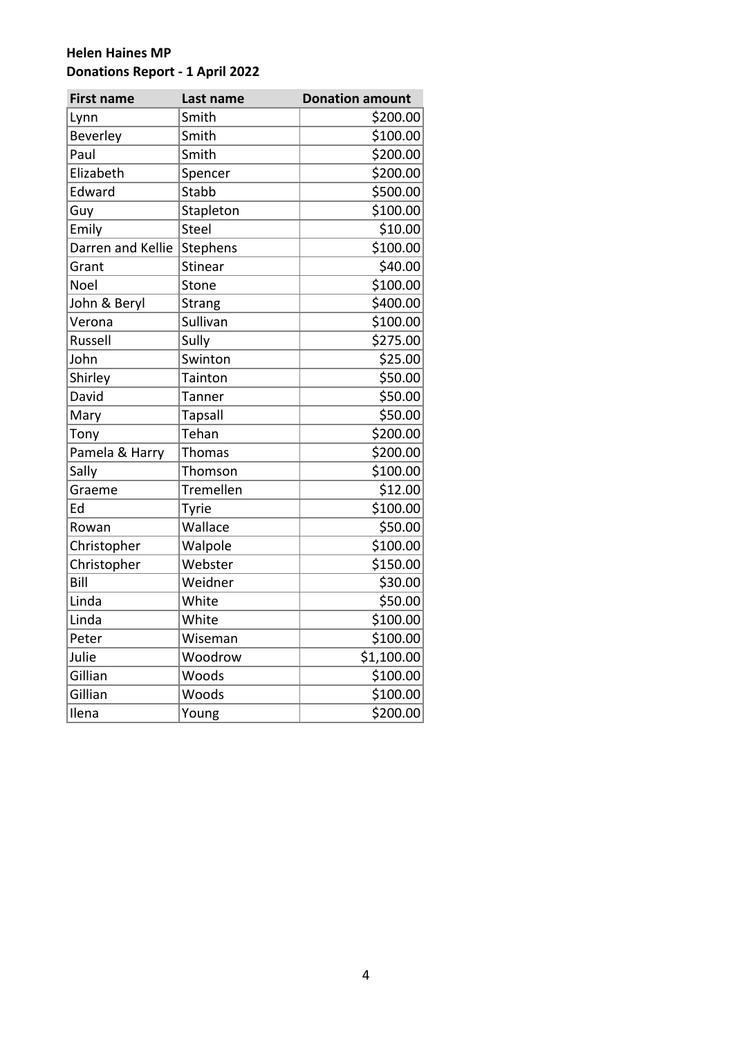**Helen Haines MP**
**Donations Report - 1 April 2022**

| First name | Last name | Donation amount |
|---|---|---|
| Lynn | Smith | $200.00 |
| Beverley | Smith | $100.00 |
| Paul | Smith | $200.00 |
| Elizabeth | Spencer | $200.00 |
| Edward | Stabb | $500.00 |
| Guy | Stapleton | $100.00 |
| Emily | Steel | $10.00 |
| Darren and Kellie | Stephens | $100.00 |
| Grant | Stinear | $40.00 |
| Noel | Stone | $100.00 |
| John & Beryl | Strang | $400.00 |
| Verona | Sullivan | $100.00 |
| Russell | Sully | $275.00 |
| John | Swinton | $25.00 |
| Shirley | Tainton | $50.00 |
| David | Tanner | $50.00 |
| Mary | Tapsall | $50.00 |
| Tony | Tehan | $200.00 |
| Pamela & Harry | Thomas | $200.00 |
| Sally | Thomson | $100.00 |
| Graeme | Tremellen | $12.00 |
| Ed | Tyrie | $100.00 |
| Rowan | Wallace | $50.00 |
| Christopher | Walpole | $100.00 |
| Christopher | Webster | $150.00 |
| Bill | Weidner | $30.00 |
| Linda | White | $50.00 |
| Linda | White | $100.00 |
| Peter | Wiseman | $100.00 |
| Julie | Woodrow | $1,100.00 |
| Gillian | Woods | $100.00 |
| Gillian | Woods | $100.00 |
| Ilena | Young | $200.00 |